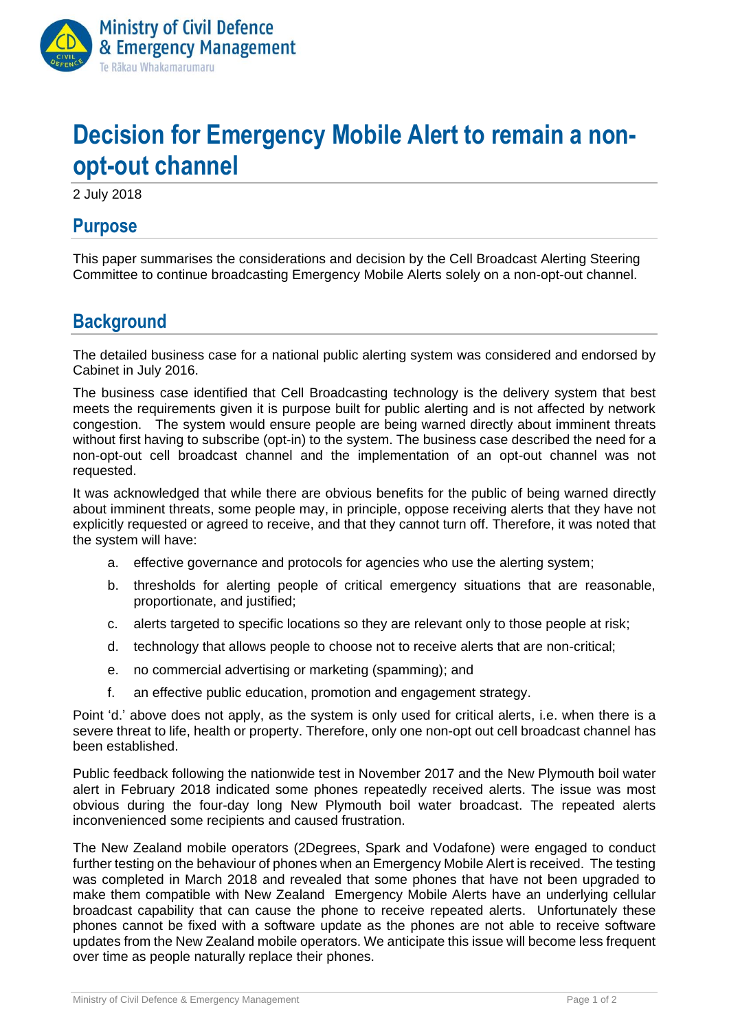Ministry of Civil Defence & Emergency Management
Te Rākau Whakamarumaru

# Decision for Emergency Mobile Alert to remain a non-opt-out channel

2 July 2018

## Purpose

This paper summarises the considerations and decision by the Cell Broadcast Alerting Steering Committee to continue broadcasting Emergency Mobile Alerts solely on a non-opt-out channel.

## Background

The detailed business case for a national public alerting system was considered and endorsed by Cabinet in July 2016.

The business case identified that Cell Broadcasting technology is the delivery system that best meets the requirements given it is purpose built for public alerting and is not affected by network congestion. The system would ensure people are being warned directly about imminent threats without first having to subscribe (opt-in) to the system. The business case described the need for a non-opt-out cell broadcast channel and the implementation of an opt-out channel was not requested.

It was acknowledged that while there are obvious benefits for the public of being warned directly about imminent threats, some people may, in principle, oppose receiving alerts that they have not explicitly requested or agreed to receive, and that they cannot turn off. Therefore, it was noted that the system will have:

a. effective governance and protocols for agencies who use the alerting system;

b. thresholds for alerting people of critical emergency situations that are reasonable, proportionate, and justified;

c. alerts targeted to specific locations so they are relevant only to those people at risk;

d. technology that allows people to choose not to receive alerts that are non-critical;

e. no commercial advertising or marketing (spamming); and

f. an effective public education, promotion and engagement strategy.

Point 'd.' above does not apply, as the system is only used for critical alerts, i.e. when there is a severe threat to life, health or property. Therefore, only one non-opt out cell broadcast channel has been established.

Public feedback following the nationwide test in November 2017 and the New Plymouth boil water alert in February 2018 indicated some phones repeatedly received alerts. The issue was most obvious during the four-day long New Plymouth boil water broadcast. The repeated alerts inconvenienced some recipients and caused frustration.

The New Zealand mobile operators (2Degrees, Spark and Vodafone) were engaged to conduct further testing on the behaviour of phones when an Emergency Mobile Alert is received. The testing was completed in March 2018 and revealed that some phones that have not been upgraded to make them compatible with New Zealand Emergency Mobile Alerts have an underlying cellular broadcast capability that can cause the phone to receive repeated alerts. Unfortunately these phones cannot be fixed with a software update as the phones are not able to receive software updates from the New Zealand mobile operators. We anticipate this issue will become less frequent over time as people naturally replace their phones.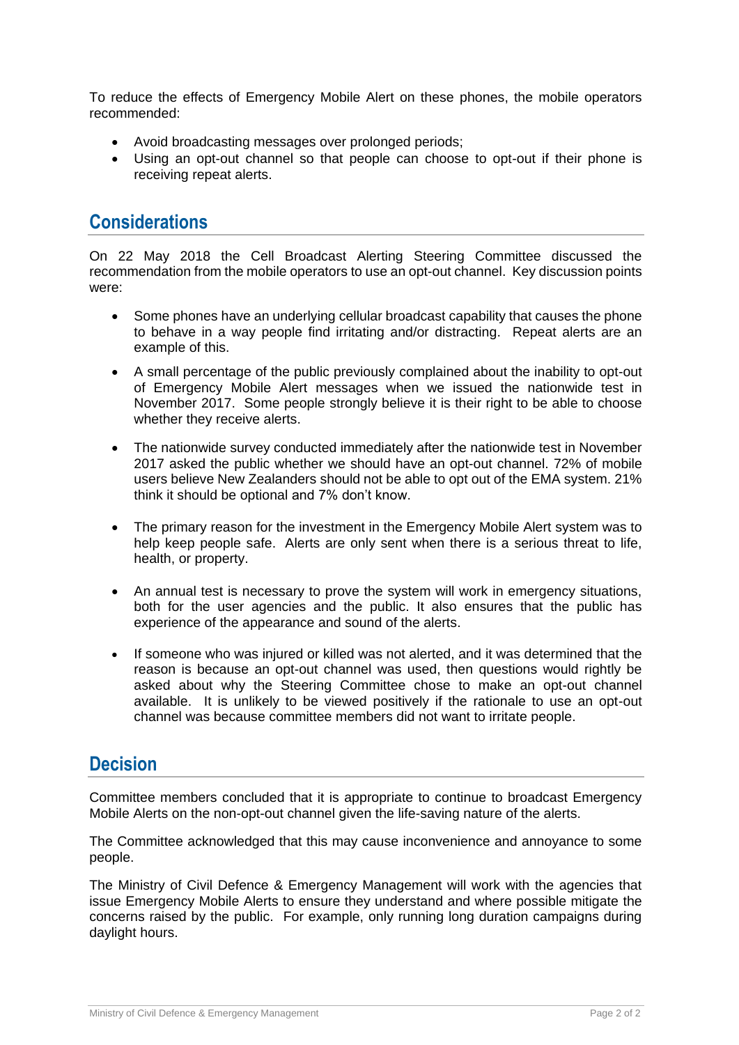To reduce the effects of Emergency Mobile Alert on these phones, the mobile operators recommended:

- Avoid broadcasting messages over prolonged periods;
- Using an opt-out channel so that people can choose to opt-out if their phone is receiving repeat alerts.

## Considerations

On 22 May 2018 the Cell Broadcast Alerting Steering Committee discussed the recommendation from the mobile operators to use an opt-out channel. Key discussion points were:

- Some phones have an underlying cellular broadcast capability that causes the phone to behave in a way people find irritating and/or distracting. Repeat alerts are an example of this.

- A small percentage of the public previously complained about the inability to opt-out of Emergency Mobile Alert messages when we issued the nationwide test in November 2017. Some people strongly believe it is their right to be able to choose whether they receive alerts.

- The nationwide survey conducted immediately after the nationwide test in November 2017 asked the public whether we should have an opt-out channel. 72% of mobile users believe New Zealanders should not be able to opt out of the EMA system. 21% think it should be optional and 7% don't know.

- The primary reason for the investment in the Emergency Mobile Alert system was to help keep people safe. Alerts are only sent when there is a serious threat to life, health, or property.

- An annual test is necessary to prove the system will work in emergency situations, both for the user agencies and the public. It also ensures that the public has experience of the appearance and sound of the alerts.

- If someone who was injured or killed was not alerted, and it was determined that the reason is because an opt-out channel was used, then questions would rightly be asked about why the Steering Committee chose to make an opt-out channel available. It is unlikely to be viewed positively if the rationale to use an opt-out channel was because committee members did not want to irritate people.

## Decision

Committee members concluded that it is appropriate to continue to broadcast Emergency Mobile Alerts on the non-opt-out channel given the life-saving nature of the alerts.

The Committee acknowledged that this may cause inconvenience and annoyance to some people.

The Ministry of Civil Defence & Emergency Management will work with the agencies that issue Emergency Mobile Alerts to ensure they understand and where possible mitigate the concerns raised by the public. For example, only running long duration campaigns during daylight hours.